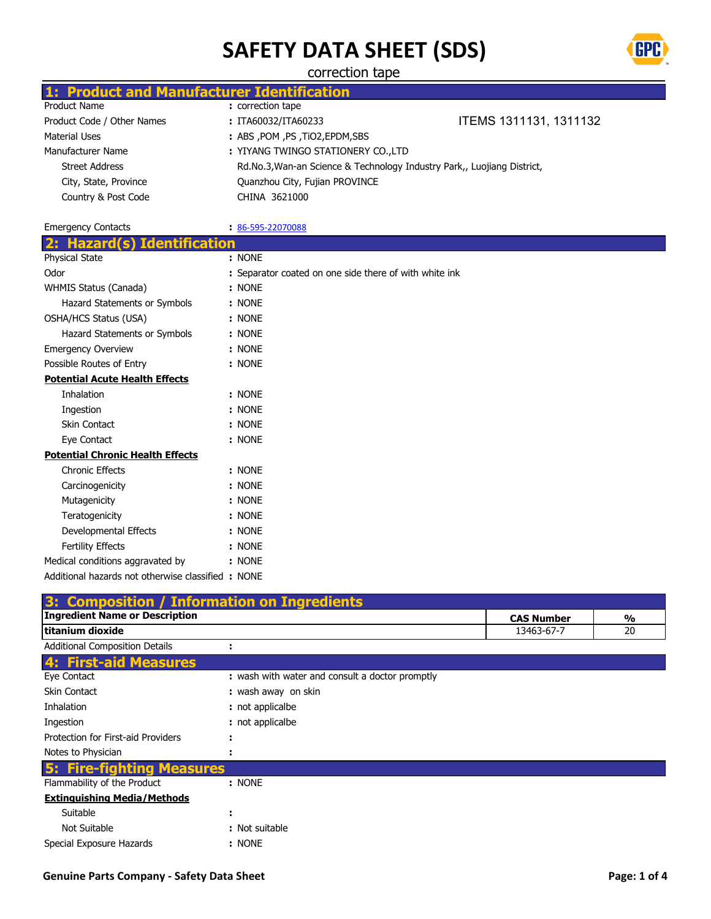# SAFETY DATA SHEET (SDS)

correction tape

## 1: Product and Manufacturer Identification

| | |
|---|---|
| Product Name | : correction tape |
| Product Code / Other Names | : ITA60032/ITA60233 ITEMS 1311131, 1311132 |
| Material Uses | : ABS ,POM ,PS ,TiO2,EPDM,SBS |
| Manufacturer Name | : YIYANG TWINGO STATIONERY CO.,LTD |
| Street Address | Rd.No.3,Wan-an Science & Technology Industry Park,, Luojiang District, |
| City, State, Province | Quanzhou City, Fujian PROVINCE |
| Country & Post Code | CHINA 3621000 |
| Emergency Contacts | : 86-595-22070088 |

## 2: Hazard(s) Identification

| | |
|---|---|
| Physical State | : NONE |
| Odor | : Separator coated on one side there of with white ink |
| WHMIS Status (Canada) | : NONE |
| Hazard Statements or Symbols | : NONE |
| OSHA/HCS Status (USA) | : NONE |
| Hazard Statements or Symbols | : NONE |
| Emergency Overview | : NONE |
| Possible Routes of Entry | : NONE |

**Potential Acute Health Effects**

| | |
|---|---|
| Inhalation | : NONE |
| Ingestion | : NONE |
| Skin Contact | : NONE |
| Eye Contact | : NONE |

**Potential Chronic Health Effects**

| | |
|---|---|
| Chronic Effects | : NONE |
| Carcinogenicity | : NONE |
| Mutagenicity | : NONE |
| Teratogenicity | : NONE |
| Developmental Effects | : NONE |
| Fertility Effects | : NONE |
| Medical conditions aggravated by | : NONE |
| Additional hazards not otherwise classified | : NONE |

## 3: Composition / Information on Ingredients

| Ingredient Name or Description | CAS Number | % |
|---|---|---|
| **titanium dioxide** | 13463-67-7 | 20 |

Additional Composition Details :

## 4: First-aid Measures

| | |
|---|---|
| Eye Contact | : wash with water and consult a doctor promptly |
| Skin Contact | : wash away on skin |
| Inhalation | : not applicalbe |
| Ingestion | : not applicalbe |
| Protection for First-aid Providers | : |
| Notes to Physician | : |

## 5: Fire-fighting Measures

| | |
|---|---|
| Flammability of the Product | : NONE |

**Extinguishing Media/Methods**

| | |
|---|---|
| Suitable | : |
| Not Suitable | : Not suitable |
| Special Exposure Hazards | : NONE |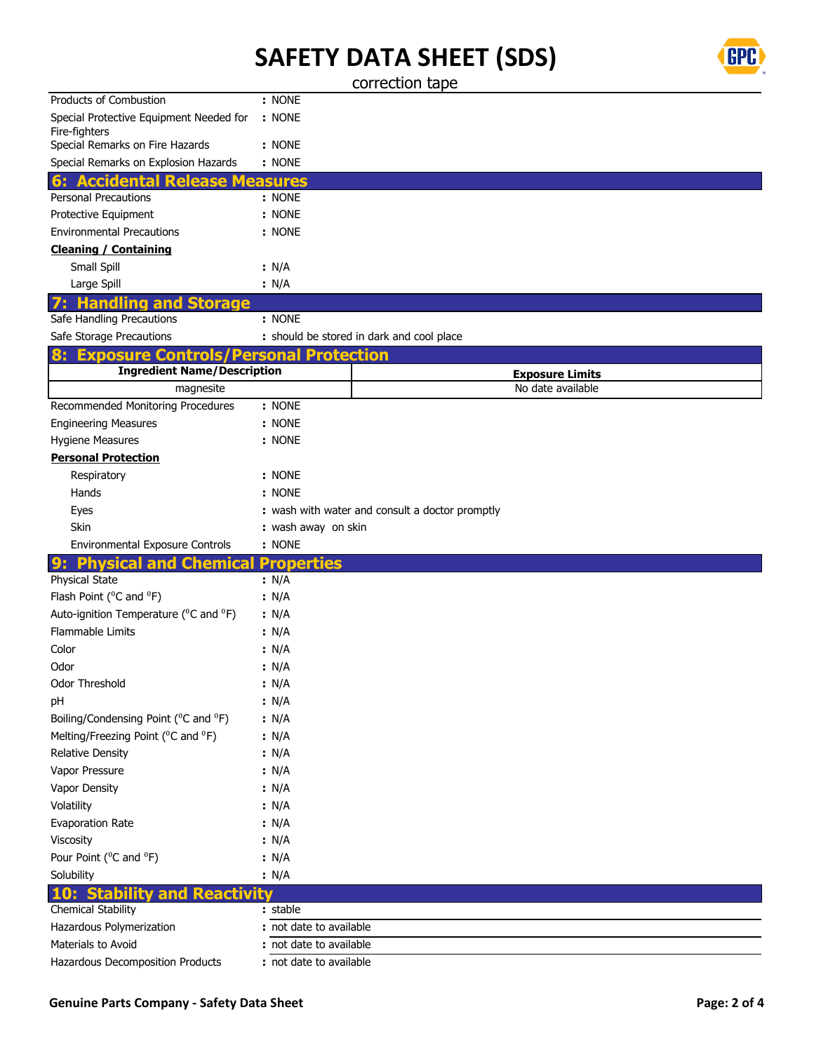| | |
|---|---|
| Products of Combustion | : NONE |
| Special Protective Equipment Needed for Fire-fighters | : NONE |
| Special Remarks on Fire Hazards | : NONE |
| Special Remarks on Explosion Hazards | : NONE |

## 6: Accidental Release Measures

| | |
|---|---|
| Personal Precautions | : NONE |
| Protective Equipment | : NONE |
| Environmental Precautions | : NONE |

**Cleaning / Containing**

| | |
|---|---|
| Small Spill | : N/A |
| Large Spill | : N/A |

## 7: Handling and Storage

| | |
|---|---|
| Safe Handling Precautions | : NONE |
| Safe Storage Precautions | : should be stored in dark and cool place |

## 8: Exposure Controls/Personal Protection

| Ingredient Name/Description | Exposure Limits |
|---|---|
| magnesite | No date available |

| | |
|---|---|
| Recommended Monitoring Procedures | : NONE |
| Engineering Measures | : NONE |
| Hygiene Measures | : NONE |

**Personal Protection**

| | |
|---|---|
| Respiratory | : NONE |
| Hands | : NONE |
| Eyes | : wash with water and consult a doctor promptly |
| Skin | : wash away on skin |
| Environmental Exposure Controls | : NONE |

## 9: Physical and Chemical Properties

| | |
|---|---|
| Physical State | : N/A |
| Flash Point (°C and °F) | : N/A |
| Auto-ignition Temperature (°C and °F) | : N/A |
| Flammable Limits | : N/A |
| Color | : N/A |
| Odor | : N/A |
| Odor Threshold | : N/A |
| pH | : N/A |
| Boiling/Condensing Point (°C and °F) | : N/A |
| Melting/Freezing Point (°C and °F) | : N/A |
| Relative Density | : N/A |
| Vapor Pressure | : N/A |
| Vapor Density | : N/A |
| Volatility | : N/A |
| Evaporation Rate | : N/A |
| Viscosity | : N/A |
| Pour Point (°C and °F) | : N/A |
| Solubility | : N/A |

## 10: Stability and Reactivity

| | |
|---|---|
| Chemical Stability | : stable |
| Hazardous Polymerization | : not date to available |
| Materials to Avoid | : not date to available |
| Hazardous Decomposition Products | : not date to available |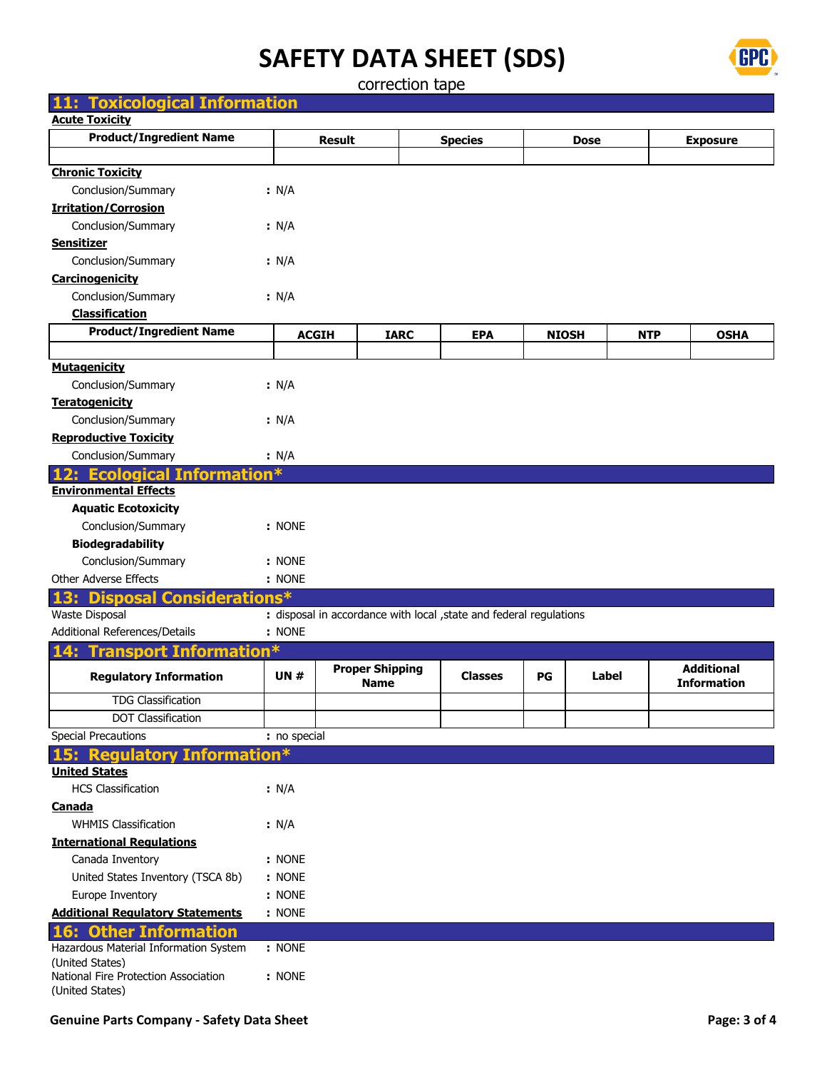# SAFETY DATA SHEET (SDS)

correction tape

## 11: Toxicological Information

**Acute Toxicity**

| Product/Ingredient Name | Result | Species | Dose | Exposure |
|---|---|---|---|---|
| | | | | |

**Chronic Toxicity**

Conclusion/Summary : N/A

**Irritation/Corrosion**

Conclusion/Summary : N/A

**Sensitizer**

Conclusion/Summary : N/A

**Carcinogenicity**

Conclusion/Summary : N/A

**Classification**

| Product/Ingredient Name | ACGIH | IARC | EPA | NIOSH | NTP | OSHA |
|---|---|---|---|---|---|---|
| | | | | | | |

**Mutagenicity**

Conclusion/Summary : N/A

**Teratogenicity**

Conclusion/Summary : N/A

**Reproductive Toxicity**

Conclusion/Summary : N/A

## 12: Ecological Information*

**Environmental Effects**

**Aquatic Ecotoxicity**

Conclusion/Summary : NONE

**Biodegradability**

Conclusion/Summary : NONE

Other Adverse Effects : NONE

## 13: Disposal Considerations*

Waste Disposal : disposal in accordance with local ,state and federal regulations

Additional References/Details : NONE

## 14: Transport Information*

| Regulatory Information | UN # | Proper Shipping Name | Classes | PG | Label | Additional Information |
|---|---|---|---|---|---|---|
| TDG Classification | | | | | | |
| DOT Classification | | | | | | |

Special Precautions : no special

## 15: Regulatory Information*

**United States**

HCS Classification : N/A

**Canada**

WHMIS Classification : N/A

**International Regulations**

Canada Inventory : NONE

United States Inventory (TSCA 8b) : NONE

Europe Inventory : NONE

**Additional Regulatory Statements** : NONE

## 16: Other Information

Hazardous Material Information System (United States) : NONE

National Fire Protection Association (United States) : NONE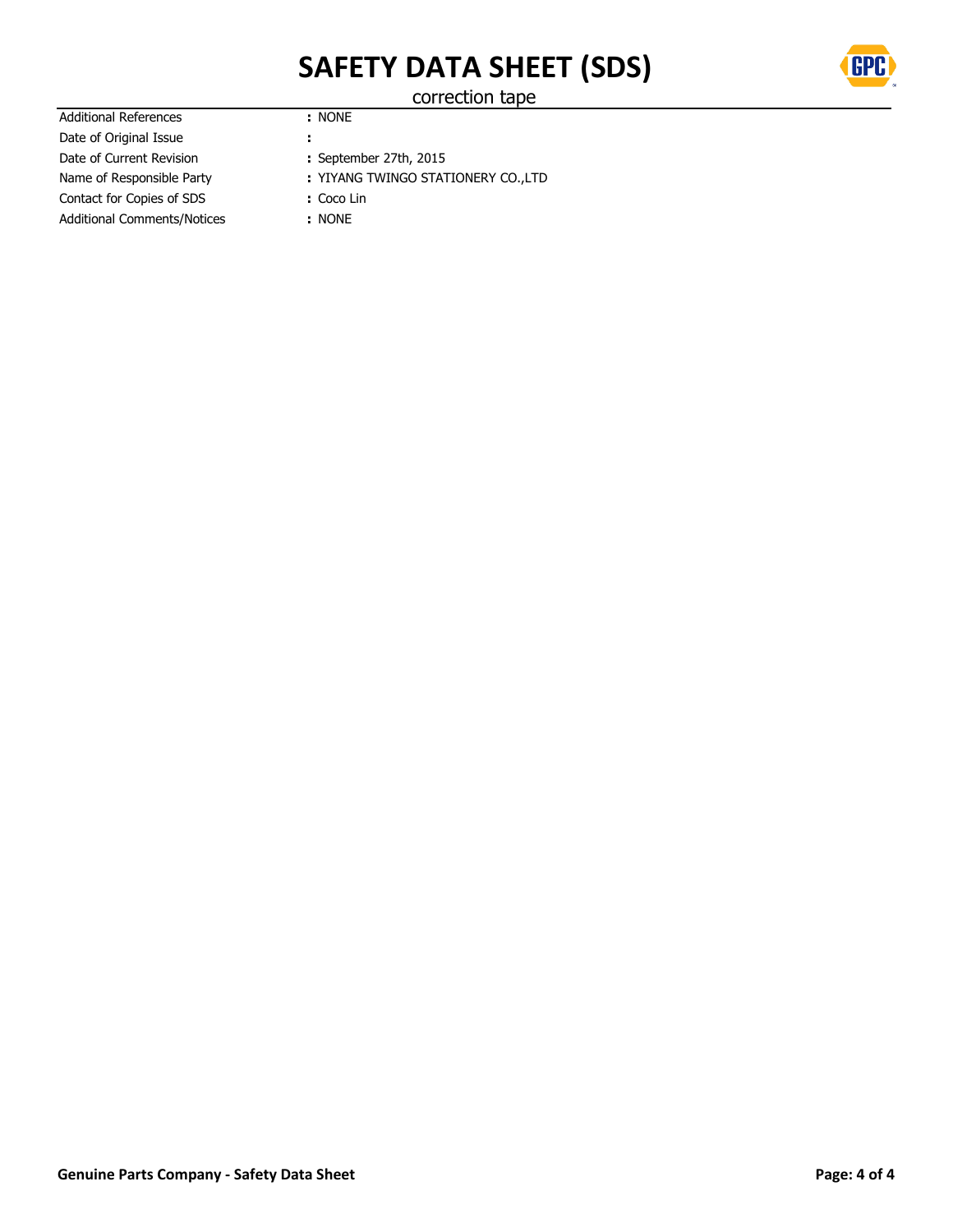# SAFETY DATA SHEET (SDS)

correction tape

| | |
|---|---|
| Additional References | : NONE |
| Date of Original Issue | : |
| Date of Current Revision | : September 27th, 2015 |
| Name of Responsible Party | : YIYANG TWINGO STATIONERY CO.,LTD |
| Contact for Copies of SDS | : Coco Lin |
| Additional Comments/Notices | : NONE |